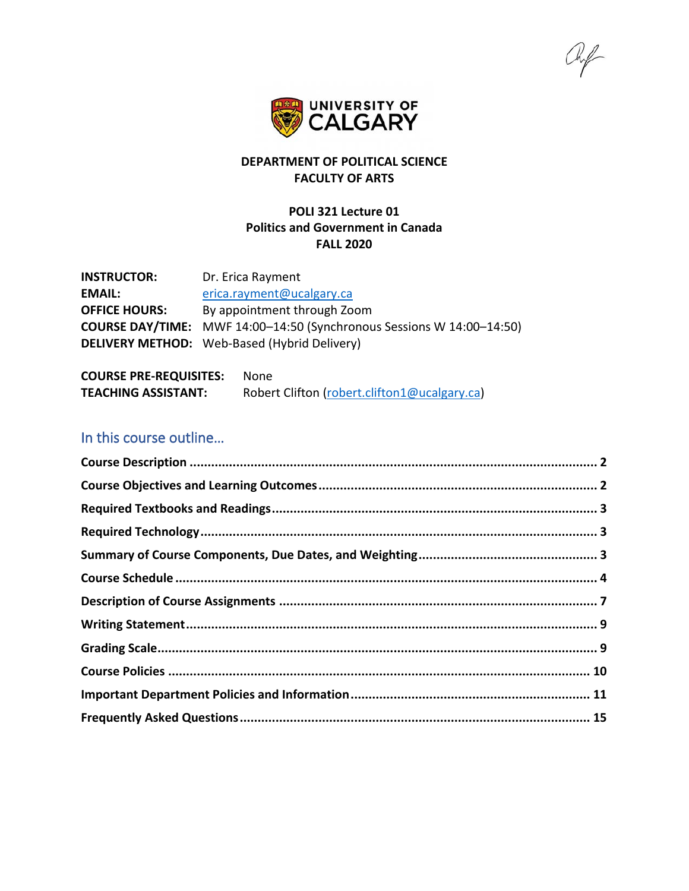**DEPARTMENT OF POLITICAL SCIENCE**
**FACULTY OF ARTS**

**POLI 321 Lecture 01**
**Politics and Government in Canada**
**FALL 2020**

**INSTRUCTOR:** Dr. Erica Rayment
**EMAIL:** erica.rayment@ucalgary.ca
**OFFICE HOURS:** By appointment through Zoom
**COURSE DAY/TIME:** MWF 14:00–14:50 (Synchronous Sessions W 14:00–14:50)
**DELIVERY METHOD:** Web-Based (Hybrid Delivery)

**COURSE PRE-REQUISITES:** None
**TEACHING ASSISTANT:** Robert Clifton (robert.clifton1@ucalgary.ca)

## In this course outline…

**Course Description** .......... 2
**Course Objectives and Learning Outcomes** .......... 2
**Required Textbooks and Readings** .......... 3
**Required Technology** .......... 3
**Summary of Course Components, Due Dates, and Weighting** .......... 3
**Course Schedule** .......... 4
**Description of Course Assignments** .......... 7
**Writing Statement** .......... 9
**Grading Scale** .......... 9
**Course Policies** .......... 10
**Important Department Policies and Information** .......... 11
**Frequently Asked Questions** .......... 15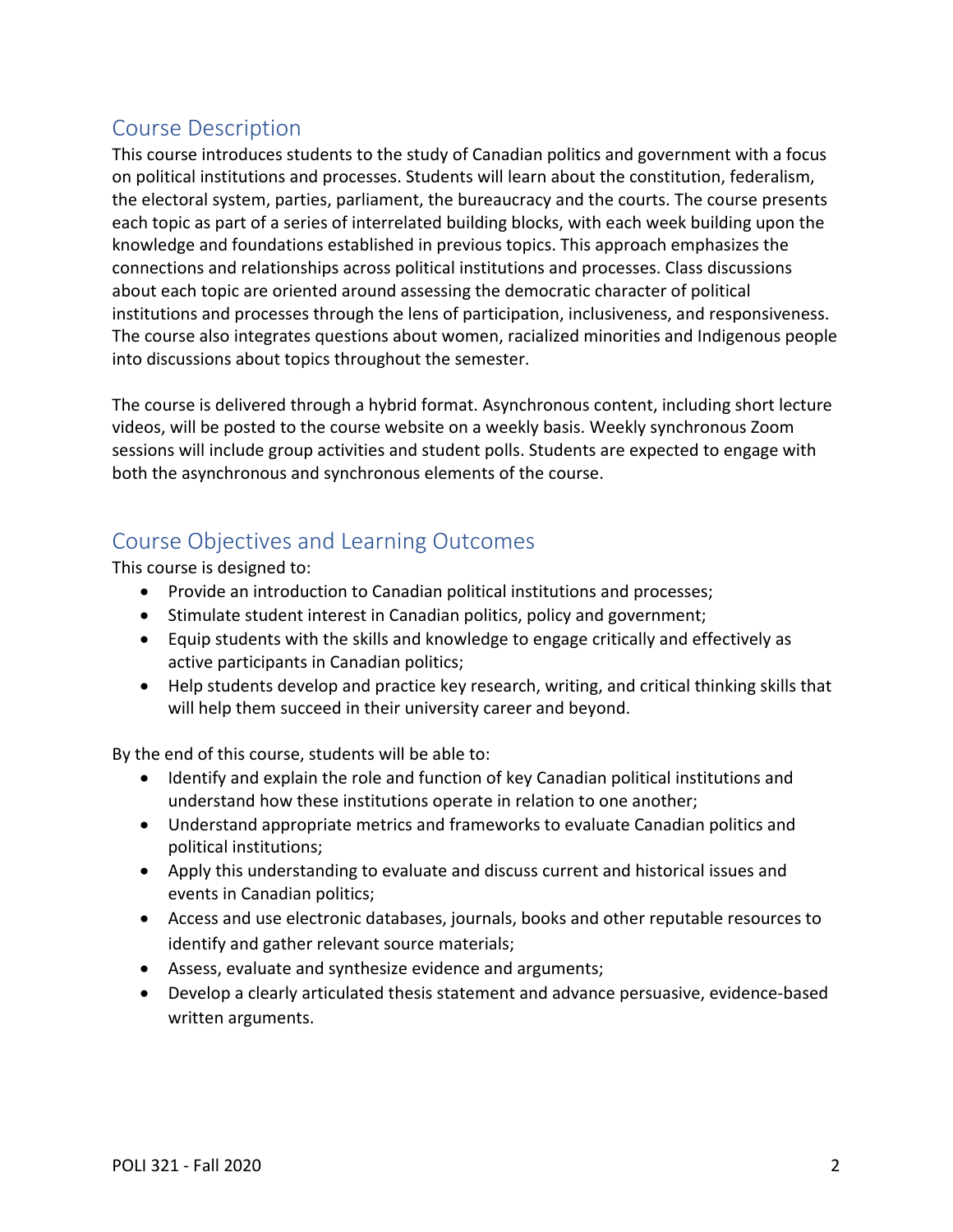## Course Description

This course introduces students to the study of Canadian politics and government with a focus on political institutions and processes. Students will learn about the constitution, federalism, the electoral system, parties, parliament, the bureaucracy and the courts. The course presents each topic as part of a series of interrelated building blocks, with each week building upon the knowledge and foundations established in previous topics. This approach emphasizes the connections and relationships across political institutions and processes. Class discussions about each topic are oriented around assessing the democratic character of political institutions and processes through the lens of participation, inclusiveness, and responsiveness. The course also integrates questions about women, racialized minorities and Indigenous people into discussions about topics throughout the semester.

The course is delivered through a hybrid format. Asynchronous content, including short lecture videos, will be posted to the course website on a weekly basis. Weekly synchronous Zoom sessions will include group activities and student polls. Students are expected to engage with both the asynchronous and synchronous elements of the course.

## Course Objectives and Learning Outcomes

This course is designed to:

- Provide an introduction to Canadian political institutions and processes;
- Stimulate student interest in Canadian politics, policy and government;
- Equip students with the skills and knowledge to engage critically and effectively as active participants in Canadian politics;
- Help students develop and practice key research, writing, and critical thinking skills that will help them succeed in their university career and beyond.

By the end of this course, students will be able to:

- Identify and explain the role and function of key Canadian political institutions and understand how these institutions operate in relation to one another;
- Understand appropriate metrics and frameworks to evaluate Canadian politics and political institutions;
- Apply this understanding to evaluate and discuss current and historical issues and events in Canadian politics;
- Access and use electronic databases, journals, books and other reputable resources to identify and gather relevant source materials;
- Assess, evaluate and synthesize evidence and arguments;
- Develop a clearly articulated thesis statement and advance persuasive, evidence-based written arguments.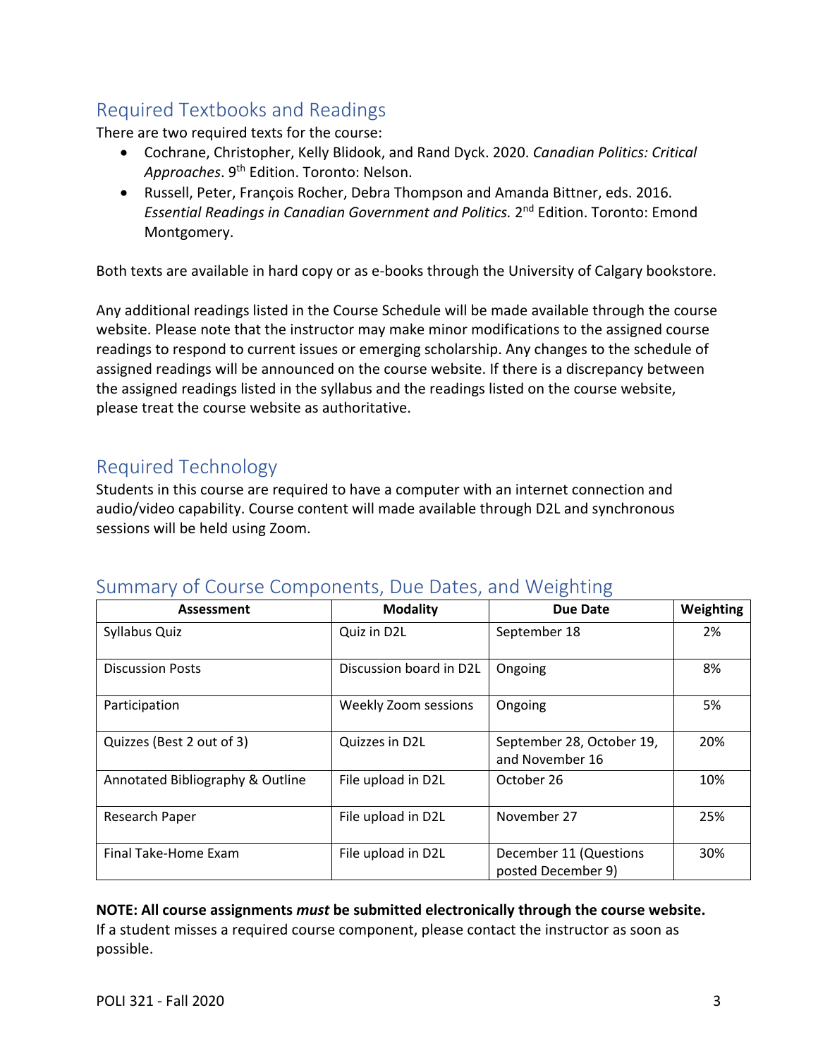## Required Textbooks and Readings

There are two required texts for the course:

- Cochrane, Christopher, Kelly Blidook, and Rand Dyck. 2020. *Canadian Politics: Critical Approaches*. 9th Edition. Toronto: Nelson.
- Russell, Peter, François Rocher, Debra Thompson and Amanda Bittner, eds. 2016. *Essential Readings in Canadian Government and Politics.* 2nd Edition. Toronto: Emond Montgomery.

Both texts are available in hard copy or as e-books through the University of Calgary bookstore.

Any additional readings listed in the Course Schedule will be made available through the course website. Please note that the instructor may make minor modifications to the assigned course readings to respond to current issues or emerging scholarship. Any changes to the schedule of assigned readings will be announced on the course website. If there is a discrepancy between the assigned readings listed in the syllabus and the readings listed on the course website, please treat the course website as authoritative.

## Required Technology

Students in this course are required to have a computer with an internet connection and audio/video capability. Course content will made available through D2L and synchronous sessions will be held using Zoom.

## Summary of Course Components, Due Dates, and Weighting

| Assessment | Modality | Due Date | Weighting |
|---|---|---|---|
| Syllabus Quiz | Quiz in D2L | September 18 | 2% |
| Discussion Posts | Discussion board in D2L | Ongoing | 8% |
| Participation | Weekly Zoom sessions | Ongoing | 5% |
| Quizzes (Best 2 out of 3) | Quizzes in D2L | September 28, October 19, and November 16 | 20% |
| Annotated Bibliography & Outline | File upload in D2L | October 26 | 10% |
| Research Paper | File upload in D2L | November 27 | 25% |
| Final Take-Home Exam | File upload in D2L | December 11 (Questions posted December 9) | 30% |

**NOTE: All course assignments *must* be submitted electronically through the course website.**
If a student misses a required course component, please contact the instructor as soon as possible.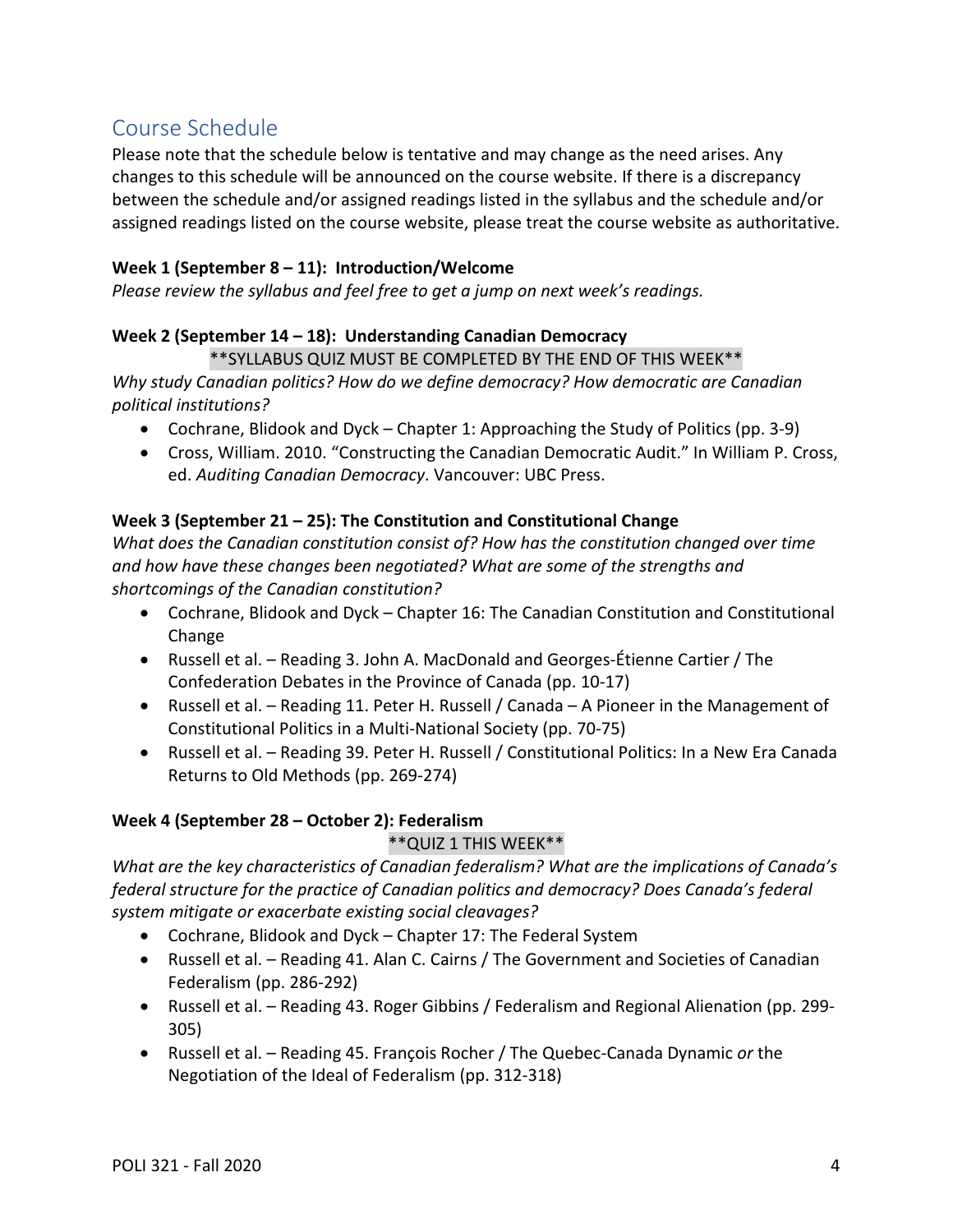## Course Schedule

Please note that the schedule below is tentative and may change as the need arises. Any changes to this schedule will be announced on the course website. If there is a discrepancy between the schedule and/or assigned readings listed in the syllabus and the schedule and/or assigned readings listed on the course website, please treat the course website as authoritative.

**Week 1 (September 8 – 11): Introduction/Welcome**

*Please review the syllabus and feel free to get a jump on next week's readings.*

**Week 2 (September 14 – 18): Understanding Canadian Democracy**

**SYLLABUS QUIZ MUST BE COMPLETED BY THE END OF THIS WEEK**

*Why study Canadian politics? How do we define democracy? How democratic are Canadian political institutions?*

- Cochrane, Blidook and Dyck – Chapter 1: Approaching the Study of Politics (pp. 3-9)
- Cross, William. 2010. "Constructing the Canadian Democratic Audit." In William P. Cross, ed. *Auditing Canadian Democracy*. Vancouver: UBC Press.

**Week 3 (September 21 – 25): The Constitution and Constitutional Change**

*What does the Canadian constitution consist of? How has the constitution changed over time and how have these changes been negotiated? What are some of the strengths and shortcomings of the Canadian constitution?*

- Cochrane, Blidook and Dyck – Chapter 16: The Canadian Constitution and Constitutional Change
- Russell et al. – Reading 3. John A. MacDonald and Georges-Étienne Cartier / The Confederation Debates in the Province of Canada (pp. 10-17)
- Russell et al. – Reading 11. Peter H. Russell / Canada – A Pioneer in the Management of Constitutional Politics in a Multi-National Society (pp. 70-75)
- Russell et al. – Reading 39. Peter H. Russell / Constitutional Politics: In a New Era Canada Returns to Old Methods (pp. 269-274)

**Week 4 (September 28 – October 2): Federalism**

**QUIZ 1 THIS WEEK**

*What are the key characteristics of Canadian federalism? What are the implications of Canada's federal structure for the practice of Canadian politics and democracy? Does Canada's federal system mitigate or exacerbate existing social cleavages?*

- Cochrane, Blidook and Dyck – Chapter 17: The Federal System
- Russell et al. – Reading 41. Alan C. Cairns / The Government and Societies of Canadian Federalism (pp. 286-292)
- Russell et al. – Reading 43. Roger Gibbins / Federalism and Regional Alienation (pp. 299-305)
- Russell et al. – Reading 45. François Rocher / The Quebec-Canada Dynamic *or* the Negotiation of the Ideal of Federalism (pp. 312-318)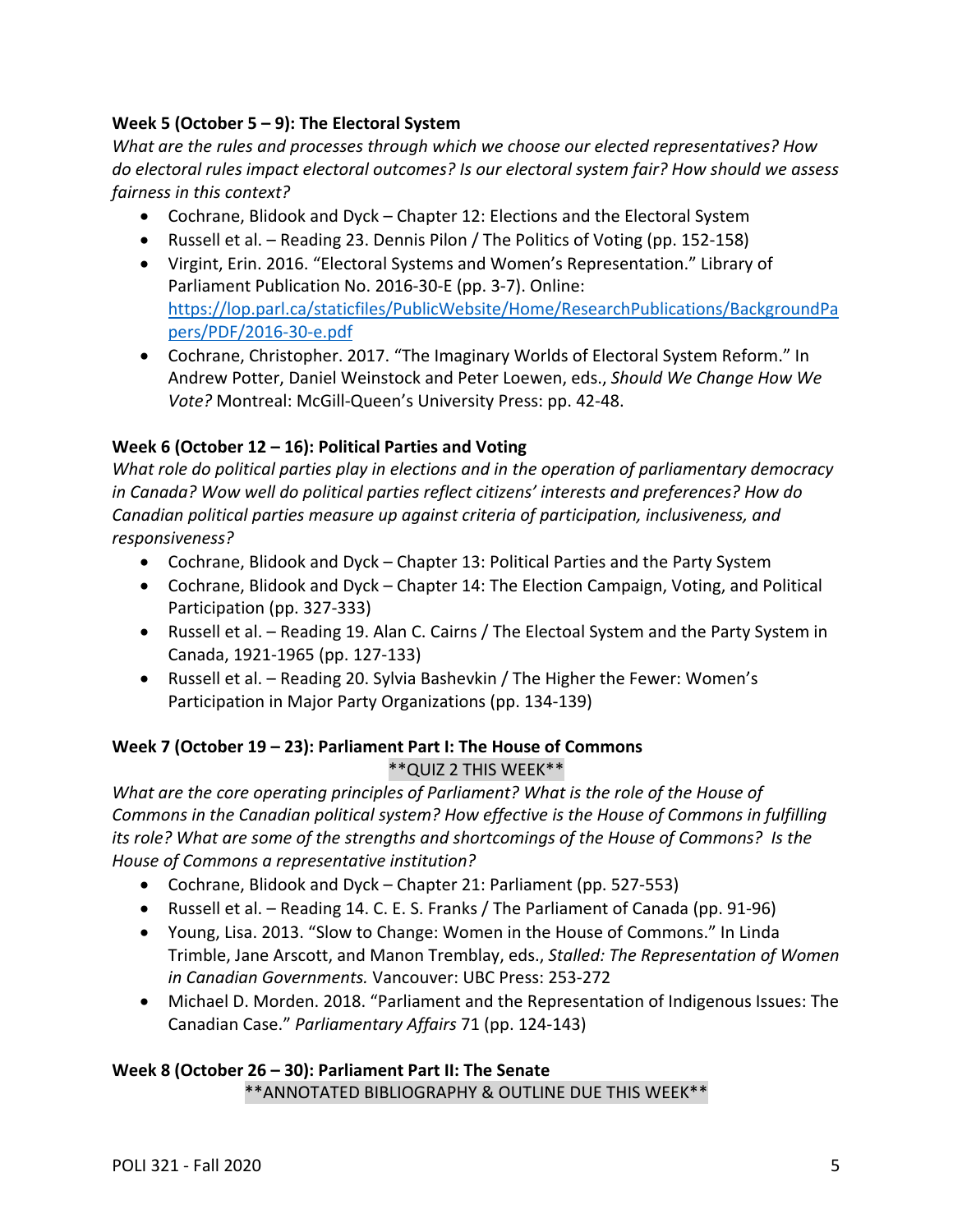**Week 5 (October 5 – 9): The Electoral System**

*What are the rules and processes through which we choose our elected representatives? How do electoral rules impact electoral outcomes? Is our electoral system fair? How should we assess fairness in this context?*

- Cochrane, Blidook and Dyck – Chapter 12: Elections and the Electoral System
- Russell et al. – Reading 23. Dennis Pilon / The Politics of Voting (pp. 152-158)
- Virgint, Erin. 2016. "Electoral Systems and Women's Representation." Library of Parliament Publication No. 2016-30-E (pp. 3-7). Online: [https://lop.parl.ca/staticfiles/PublicWebsite/Home/ResearchPublications/BackgroundPapers/PDF/2016-30-e.pdf](https://lop.parl.ca/staticfiles/PublicWebsite/Home/ResearchPublications/BackgroundPapers/PDF/2016-30-e.pdf)
- Cochrane, Christopher. 2017. "The Imaginary Worlds of Electoral System Reform." In Andrew Potter, Daniel Weinstock and Peter Loewen, eds., *Should We Change How We Vote?* Montreal: McGill-Queen's University Press: pp. 42-48.

**Week 6 (October 12 – 16): Political Parties and Voting**

*What role do political parties play in elections and in the operation of parliamentary democracy in Canada? Wow well do political parties reflect citizens' interests and preferences? How do Canadian political parties measure up against criteria of participation, inclusiveness, and responsiveness?*

- Cochrane, Blidook and Dyck – Chapter 13: Political Parties and the Party System
- Cochrane, Blidook and Dyck – Chapter 14: The Election Campaign, Voting, and Political Participation (pp. 327-333)
- Russell et al. – Reading 19. Alan C. Cairns / The Electoal System and the Party System in Canada, 1921-1965 (pp. 127-133)
- Russell et al. – Reading 20. Sylvia Bashevkin / The Higher the Fewer: Women's Participation in Major Party Organizations (pp. 134-139)

**Week 7 (October 19 – 23): Parliament Part I: The House of Commons**

**QUIZ 2 THIS WEEK**

*What are the core operating principles of Parliament? What is the role of the House of Commons in the Canadian political system? How effective is the House of Commons in fulfilling its role? What are some of the strengths and shortcomings of the House of Commons? Is the House of Commons a representative institution?*

- Cochrane, Blidook and Dyck – Chapter 21: Parliament (pp. 527-553)
- Russell et al. – Reading 14. C. E. S. Franks / The Parliament of Canada (pp. 91-96)
- Young, Lisa. 2013. "Slow to Change: Women in the House of Commons." In Linda Trimble, Jane Arscott, and Manon Tremblay, eds., *Stalled: The Representation of Women in Canadian Governments.* Vancouver: UBC Press: 253-272
- Michael D. Morden. 2018. "Parliament and the Representation of Indigenous Issues: The Canadian Case." *Parliamentary Affairs* 71 (pp. 124-143)

**Week 8 (October 26 – 30): Parliament Part II: The Senate**

**ANNOTATED BIBLIOGRAPHY & OUTLINE DUE THIS WEEK**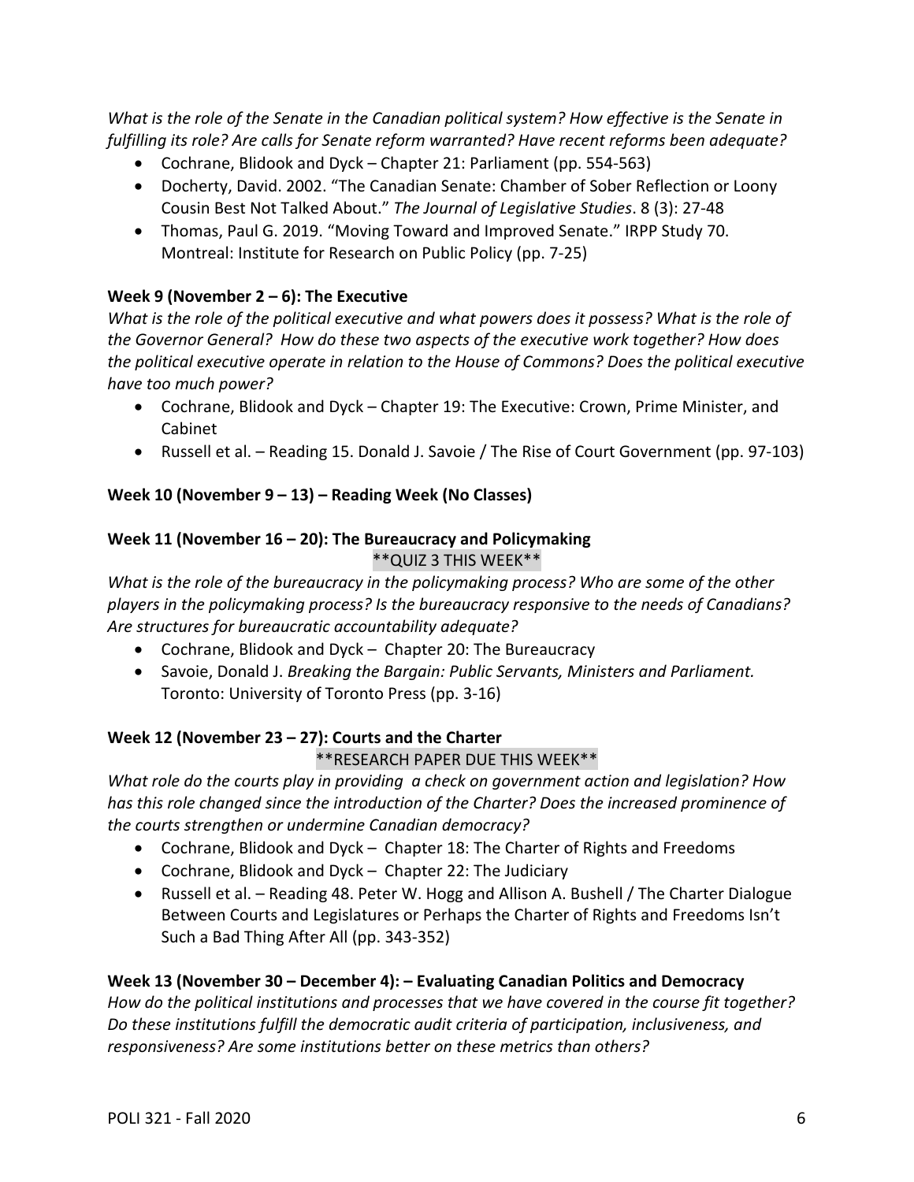*What is the role of the Senate in the Canadian political system? How effective is the Senate in fulfilling its role? Are calls for Senate reform warranted? Have recent reforms been adequate?*

- Cochrane, Blidook and Dyck – Chapter 21: Parliament (pp. 554-563)
- Docherty, David. 2002. "The Canadian Senate: Chamber of Sober Reflection or Loony Cousin Best Not Talked About." *The Journal of Legislative Studies*. 8 (3): 27-48
- Thomas, Paul G. 2019. "Moving Toward and Improved Senate." IRPP Study 70. Montreal: Institute for Research on Public Policy (pp. 7-25)

**Week 9 (November 2 – 6): The Executive**

*What is the role of the political executive and what powers does it possess? What is the role of the Governor General? How do these two aspects of the executive work together? How does the political executive operate in relation to the House of Commons? Does the political executive have too much power?*

- Cochrane, Blidook and Dyck – Chapter 19: The Executive: Crown, Prime Minister, and Cabinet
- Russell et al. – Reading 15. Donald J. Savoie / The Rise of Court Government (pp. 97-103)

**Week 10 (November 9 – 13) – Reading Week (No Classes)**

**Week 11 (November 16 – 20): The Bureaucracy and Policymaking**

\*\*QUIZ 3 THIS WEEK\*\*

*What is the role of the bureaucracy in the policymaking process? Who are some of the other players in the policymaking process? Is the bureaucracy responsive to the needs of Canadians? Are structures for bureaucratic accountability adequate?*

- Cochrane, Blidook and Dyck – Chapter 20: The Bureaucracy
- Savoie, Donald J. *Breaking the Bargain: Public Servants, Ministers and Parliament.* Toronto: University of Toronto Press (pp. 3-16)

**Week 12 (November 23 – 27): Courts and the Charter**

\*\*RESEARCH PAPER DUE THIS WEEK\*\*

*What role do the courts play in providing a check on government action and legislation? How has this role changed since the introduction of the Charter? Does the increased prominence of the courts strengthen or undermine Canadian democracy?*

- Cochrane, Blidook and Dyck – Chapter 18: The Charter of Rights and Freedoms
- Cochrane, Blidook and Dyck – Chapter 22: The Judiciary
- Russell et al. – Reading 48. Peter W. Hogg and Allison A. Bushell / The Charter Dialogue Between Courts and Legislatures or Perhaps the Charter of Rights and Freedoms Isn't Such a Bad Thing After All (pp. 343-352)

**Week 13 (November 30 – December 4): – Evaluating Canadian Politics and Democracy**

*How do the political institutions and processes that we have covered in the course fit together? Do these institutions fulfill the democratic audit criteria of participation, inclusiveness, and responsiveness? Are some institutions better on these metrics than others?*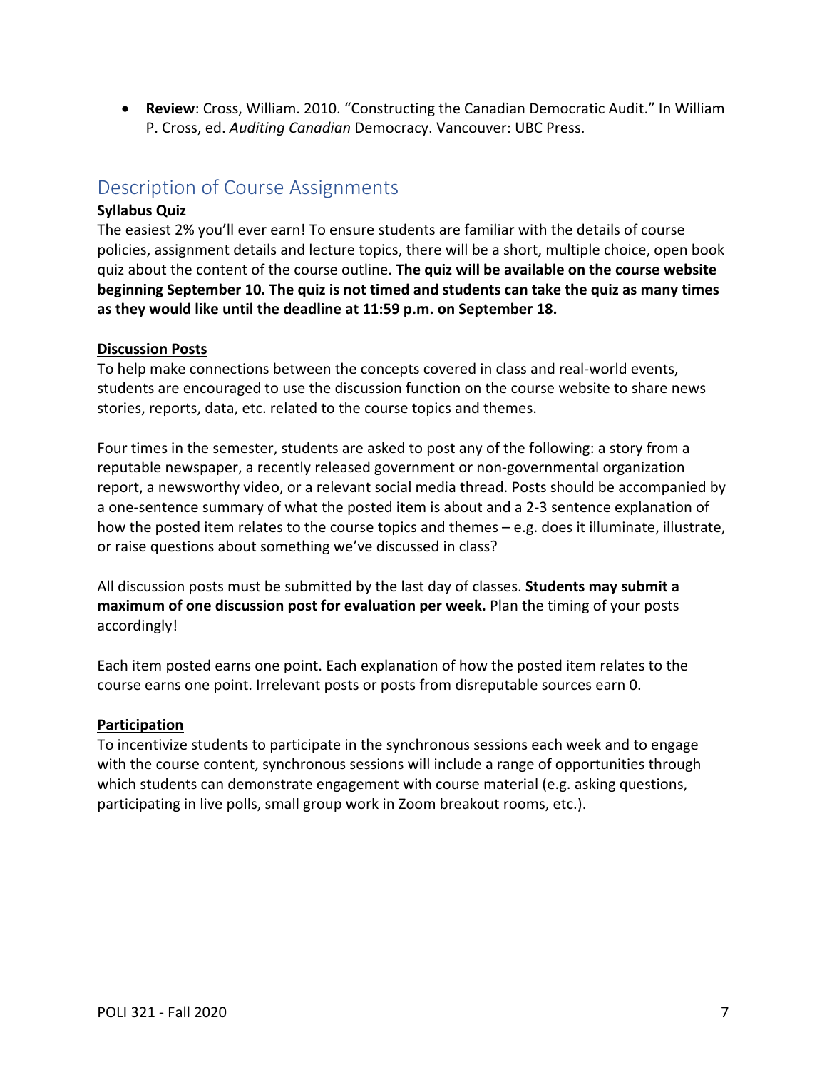- **Review**: Cross, William. 2010. "Constructing the Canadian Democratic Audit." In William P. Cross, ed. *Auditing Canadian* Democracy. Vancouver: UBC Press.

## Description of Course Assignments

**Syllabus Quiz**

The easiest 2% you'll ever earn! To ensure students are familiar with the details of course policies, assignment details and lecture topics, there will be a short, multiple choice, open book quiz about the content of the course outline. **The quiz will be available on the course website beginning September 10. The quiz is not timed and students can take the quiz as many times as they would like until the deadline at 11:59 p.m. on September 18.**

**Discussion Posts**

To help make connections between the concepts covered in class and real-world events, students are encouraged to use the discussion function on the course website to share news stories, reports, data, etc. related to the course topics and themes.

Four times in the semester, students are asked to post any of the following: a story from a reputable newspaper, a recently released government or non-governmental organization report, a newsworthy video, or a relevant social media thread. Posts should be accompanied by a one-sentence summary of what the posted item is about and a 2-3 sentence explanation of how the posted item relates to the course topics and themes – e.g. does it illuminate, illustrate, or raise questions about something we've discussed in class?

All discussion posts must be submitted by the last day of classes. **Students may submit a maximum of one discussion post for evaluation per week.** Plan the timing of your posts accordingly!

Each item posted earns one point. Each explanation of how the posted item relates to the course earns one point. Irrelevant posts or posts from disreputable sources earn 0.

**Participation**

To incentivize students to participate in the synchronous sessions each week and to engage with the course content, synchronous sessions will include a range of opportunities through which students can demonstrate engagement with course material (e.g. asking questions, participating in live polls, small group work in Zoom breakout rooms, etc.).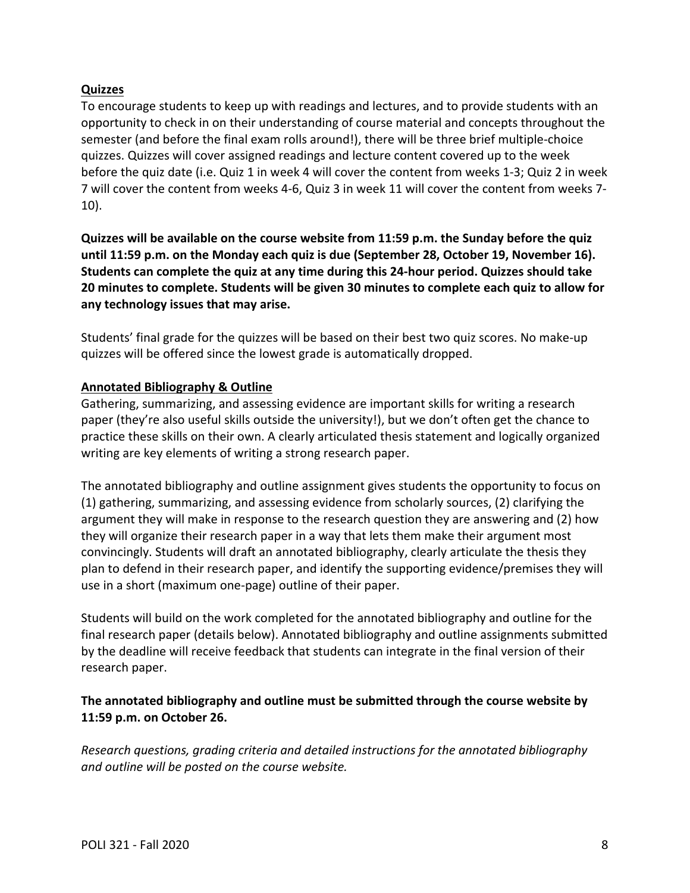## Quizzes

To encourage students to keep up with readings and lectures, and to provide students with an opportunity to check in on their understanding of course material and concepts throughout the semester (and before the final exam rolls around!), there will be three brief multiple-choice quizzes. Quizzes will cover assigned readings and lecture content covered up to the week before the quiz date (i.e. Quiz 1 in week 4 will cover the content from weeks 1-3; Quiz 2 in week 7 will cover the content from weeks 4-6, Quiz 3 in week 11 will cover the content from weeks 7-10).

**Quizzes will be available on the course website from 11:59 p.m. the Sunday before the quiz until 11:59 p.m. on the Monday each quiz is due (September 28, October 19, November 16). Students can complete the quiz at any time during this 24-hour period. Quizzes should take 20 minutes to complete. Students will be given 30 minutes to complete each quiz to allow for any technology issues that may arise.**

Students' final grade for the quizzes will be based on their best two quiz scores. No make-up quizzes will be offered since the lowest grade is automatically dropped.

## Annotated Bibliography & Outline

Gathering, summarizing, and assessing evidence are important skills for writing a research paper (they're also useful skills outside the university!), but we don't often get the chance to practice these skills on their own. A clearly articulated thesis statement and logically organized writing are key elements of writing a strong research paper.

The annotated bibliography and outline assignment gives students the opportunity to focus on (1) gathering, summarizing, and assessing evidence from scholarly sources, (2) clarifying the argument they will make in response to the research question they are answering and (2) how they will organize their research paper in a way that lets them make their argument most convincingly. Students will draft an annotated bibliography, clearly articulate the thesis they plan to defend in their research paper, and identify the supporting evidence/premises they will use in a short (maximum one-page) outline of their paper.

Students will build on the work completed for the annotated bibliography and outline for the final research paper (details below). Annotated bibliography and outline assignments submitted by the deadline will receive feedback that students can integrate in the final version of their research paper.

**The annotated bibliography and outline must be submitted through the course website by 11:59 p.m. on October 26.**

*Research questions, grading criteria and detailed instructions for the annotated bibliography and outline will be posted on the course website.*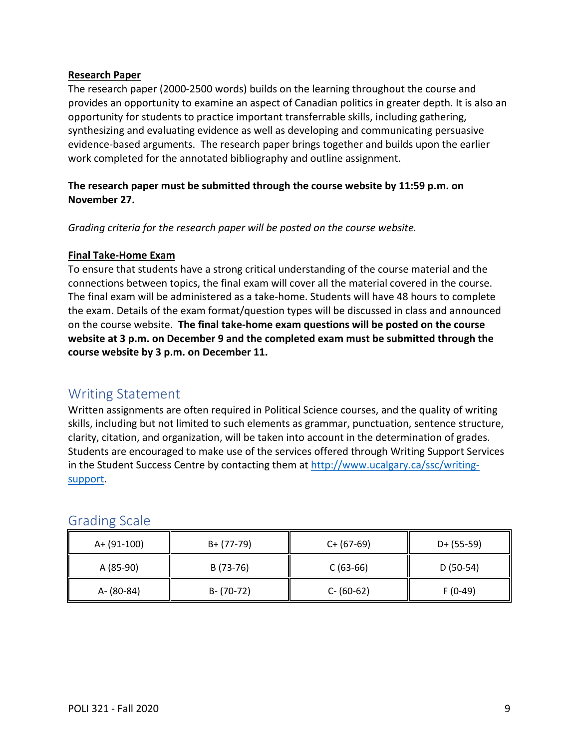**Research Paper**

The research paper (2000-2500 words) builds on the learning throughout the course and provides an opportunity to examine an aspect of Canadian politics in greater depth. It is also an opportunity for students to practice important transferrable skills, including gathering, synthesizing and evaluating evidence as well as developing and communicating persuasive evidence-based arguments. The research paper brings together and builds upon the earlier work completed for the annotated bibliography and outline assignment.

**The research paper must be submitted through the course website by 11:59 p.m. on November 27.**

*Grading criteria for the research paper will be posted on the course website.*

**Final Take-Home Exam**

To ensure that students have a strong critical understanding of the course material and the connections between topics, the final exam will cover all the material covered in the course. The final exam will be administered as a take-home. Students will have 48 hours to complete the exam. Details of the exam format/question types will be discussed in class and announced on the course website. **The final take-home exam questions will be posted on the course website at 3 p.m. on December 9 and the completed exam must be submitted through the course website by 3 p.m. on December 11.**

## Writing Statement

Written assignments are often required in Political Science courses, and the quality of writing skills, including but not limited to such elements as grammar, punctuation, sentence structure, clarity, citation, and organization, will be taken into account in the determination of grades. Students are encouraged to make use of the services offered through Writing Support Services in the Student Success Centre by contacting them at [http://www.ucalgary.ca/ssc/writing-support](http://www.ucalgary.ca/ssc/writing-support).

## Grading Scale

| | | | |
|---|---|---|---|
| A+ (91-100) | B+ (77-79) | C+ (67-69) | D+ (55-59) |
| A (85-90) | B (73-76) | C (63-66) | D (50-54) |
| A- (80-84) | B- (70-72) | C- (60-62) | F (0-49) |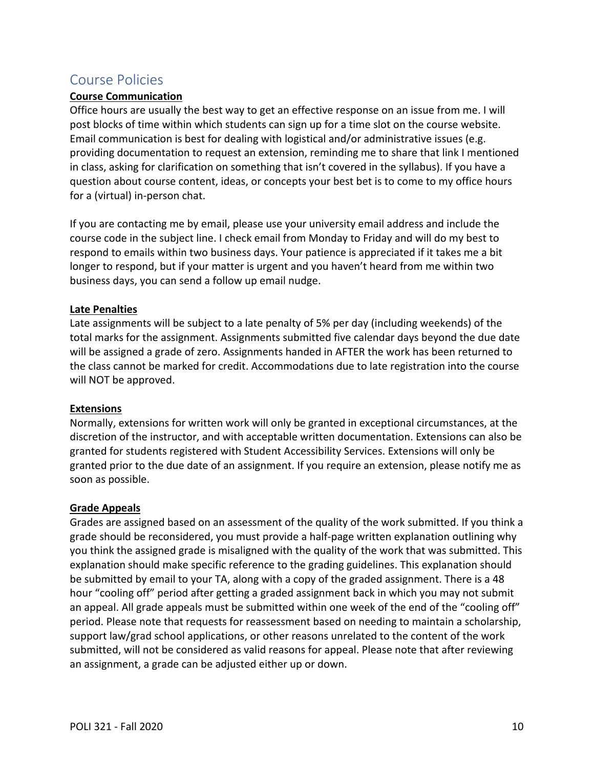## Course Policies

**Course Communication**

Office hours are usually the best way to get an effective response on an issue from me. I will post blocks of time within which students can sign up for a time slot on the course website. Email communication is best for dealing with logistical and/or administrative issues (e.g. providing documentation to request an extension, reminding me to share that link I mentioned in class, asking for clarification on something that isn't covered in the syllabus). If you have a question about course content, ideas, or concepts your best bet is to come to my office hours for a (virtual) in-person chat.

If you are contacting me by email, please use your university email address and include the course code in the subject line. I check email from Monday to Friday and will do my best to respond to emails within two business days. Your patience is appreciated if it takes me a bit longer to respond, but if your matter is urgent and you haven't heard from me within two business days, you can send a follow up email nudge.

**Late Penalties**

Late assignments will be subject to a late penalty of 5% per day (including weekends) of the total marks for the assignment. Assignments submitted five calendar days beyond the due date will be assigned a grade of zero. Assignments handed in AFTER the work has been returned to the class cannot be marked for credit. Accommodations due to late registration into the course will NOT be approved.

**Extensions**

Normally, extensions for written work will only be granted in exceptional circumstances, at the discretion of the instructor, and with acceptable written documentation. Extensions can also be granted for students registered with Student Accessibility Services. Extensions will only be granted prior to the due date of an assignment. If you require an extension, please notify me as soon as possible.

**Grade Appeals**

Grades are assigned based on an assessment of the quality of the work submitted. If you think a grade should be reconsidered, you must provide a half-page written explanation outlining why you think the assigned grade is misaligned with the quality of the work that was submitted. This explanation should make specific reference to the grading guidelines. This explanation should be submitted by email to your TA, along with a copy of the graded assignment. There is a 48 hour "cooling off" period after getting a graded assignment back in which you may not submit an appeal. All grade appeals must be submitted within one week of the end of the "cooling off" period. Please note that requests for reassessment based on needing to maintain a scholarship, support law/grad school applications, or other reasons unrelated to the content of the work submitted, will not be considered as valid reasons for appeal. Please note that after reviewing an assignment, a grade can be adjusted either up or down.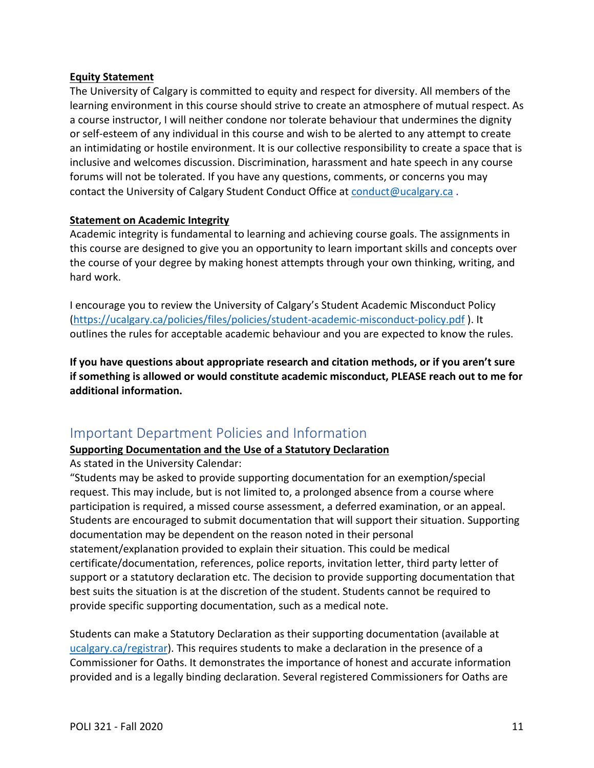**Equity Statement**

The University of Calgary is committed to equity and respect for diversity. All members of the learning environment in this course should strive to create an atmosphere of mutual respect. As a course instructor, I will neither condone nor tolerate behaviour that undermines the dignity or self-esteem of any individual in this course and wish to be alerted to any attempt to create an intimidating or hostile environment. It is our collective responsibility to create a space that is inclusive and welcomes discussion. Discrimination, harassment and hate speech in any course forums will not be tolerated. If you have any questions, comments, or concerns you may contact the University of Calgary Student Conduct Office at conduct@ucalgary.ca .

**Statement on Academic Integrity**

Academic integrity is fundamental to learning and achieving course goals. The assignments in this course are designed to give you an opportunity to learn important skills and concepts over the course of your degree by making honest attempts through your own thinking, writing, and hard work.

I encourage you to review the University of Calgary's Student Academic Misconduct Policy (https://ucalgary.ca/policies/files/policies/student-academic-misconduct-policy.pdf ). It outlines the rules for acceptable academic behaviour and you are expected to know the rules.

**If you have questions about appropriate research and citation methods, or if you aren't sure if something is allowed or would constitute academic misconduct, PLEASE reach out to me for additional information.**

## Important Department Policies and Information

**Supporting Documentation and the Use of a Statutory Declaration**

As stated in the University Calendar:

"Students may be asked to provide supporting documentation for an exemption/special request. This may include, but is not limited to, a prolonged absence from a course where participation is required, a missed course assessment, a deferred examination, or an appeal. Students are encouraged to submit documentation that will support their situation. Supporting documentation may be dependent on the reason noted in their personal statement/explanation provided to explain their situation. This could be medical certificate/documentation, references, police reports, invitation letter, third party letter of support or a statutory declaration etc. The decision to provide supporting documentation that best suits the situation is at the discretion of the student. Students cannot be required to provide specific supporting documentation, such as a medical note.

Students can make a Statutory Declaration as their supporting documentation (available at ucalgary.ca/registrar). This requires students to make a declaration in the presence of a Commissioner for Oaths. It demonstrates the importance of honest and accurate information provided and is a legally binding declaration. Several registered Commissioners for Oaths are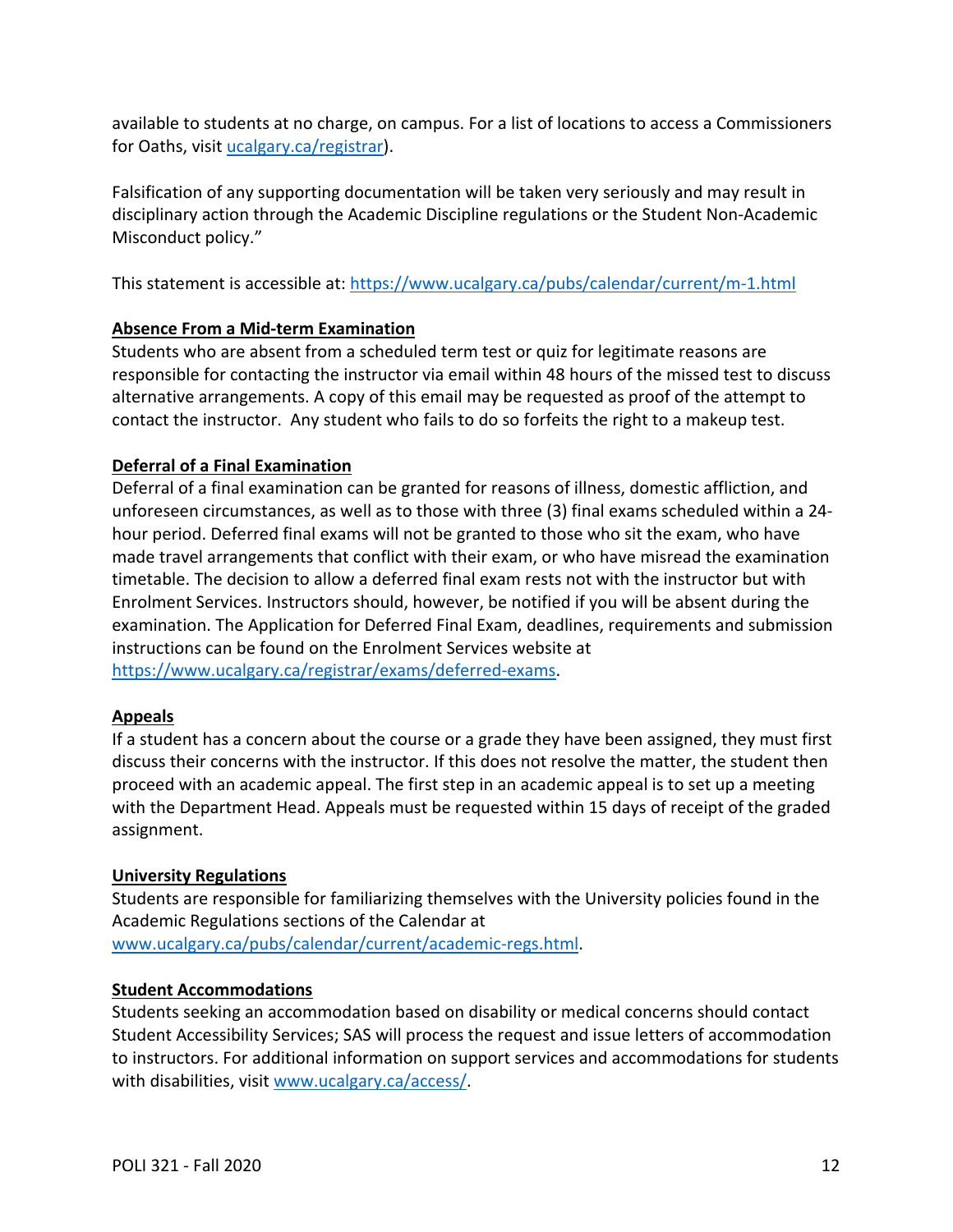available to students at no charge, on campus. For a list of locations to access a Commissioners for Oaths, visit [ucalgary.ca/registrar](ucalgary.ca/registrar)).

Falsification of any supporting documentation will be taken very seriously and may result in disciplinary action through the Academic Discipline regulations or the Student Non-Academic Misconduct policy."

This statement is accessible at: https://www.ucalgary.ca/pubs/calendar/current/m-1.html

**Absence From a Mid-term Examination**

Students who are absent from a scheduled term test or quiz for legitimate reasons are responsible for contacting the instructor via email within 48 hours of the missed test to discuss alternative arrangements. A copy of this email may be requested as proof of the attempt to contact the instructor. Any student who fails to do so forfeits the right to a makeup test.

**Deferral of a Final Examination**

Deferral of a final examination can be granted for reasons of illness, domestic affliction, and unforeseen circumstances, as well as to those with three (3) final exams scheduled within a 24-hour period. Deferred final exams will not be granted to those who sit the exam, who have made travel arrangements that conflict with their exam, or who have misread the examination timetable. The decision to allow a deferred final exam rests not with the instructor but with Enrolment Services. Instructors should, however, be notified if you will be absent during the examination. The Application for Deferred Final Exam, deadlines, requirements and submission instructions can be found on the Enrolment Services website at https://www.ucalgary.ca/registrar/exams/deferred-exams.

**Appeals**

If a student has a concern about the course or a grade they have been assigned, they must first discuss their concerns with the instructor. If this does not resolve the matter, the student then proceed with an academic appeal. The first step in an academic appeal is to set up a meeting with the Department Head. Appeals must be requested within 15 days of receipt of the graded assignment.

**University Regulations**

Students are responsible for familiarizing themselves with the University policies found in the Academic Regulations sections of the Calendar at www.ucalgary.ca/pubs/calendar/current/academic-regs.html.

**Student Accommodations**

Students seeking an accommodation based on disability or medical concerns should contact Student Accessibility Services; SAS will process the request and issue letters of accommodation to instructors. For additional information on support services and accommodations for students with disabilities, visit www.ucalgary.ca/access/.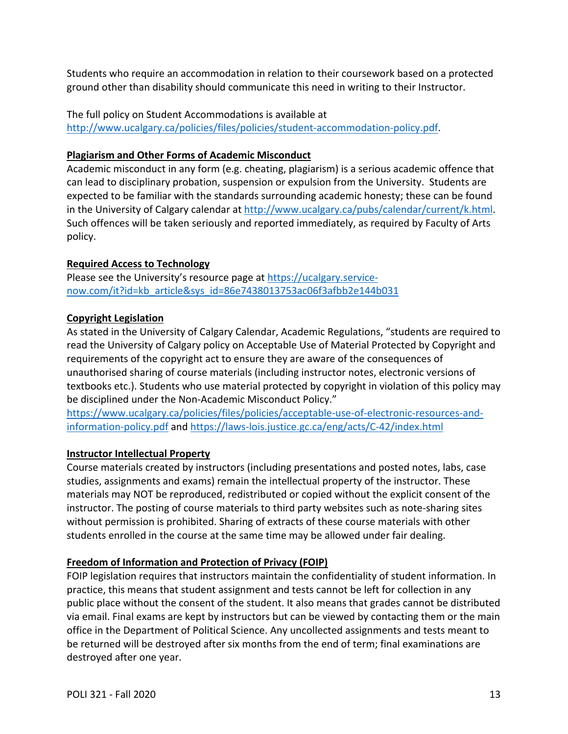Students who require an accommodation in relation to their coursework based on a protected ground other than disability should communicate this need in writing to their Instructor.

The full policy on Student Accommodations is available at http://www.ucalgary.ca/policies/files/policies/student-accommodation-policy.pdf.

**Plagiarism and Other Forms of Academic Misconduct**

Academic misconduct in any form (e.g. cheating, plagiarism) is a serious academic offence that can lead to disciplinary probation, suspension or expulsion from the University. Students are expected to be familiar with the standards surrounding academic honesty; these can be found in the University of Calgary calendar at http://www.ucalgary.ca/pubs/calendar/current/k.html. Such offences will be taken seriously and reported immediately, as required by Faculty of Arts policy.

**Required Access to Technology**

Please see the University's resource page at https://ucalgary.service-now.com/it?id=kb_article&sys_id=86e7438013753ac06f3afbb2e144b031

**Copyright Legislation**

As stated in the University of Calgary Calendar, Academic Regulations, "students are required to read the University of Calgary policy on Acceptable Use of Material Protected by Copyright and requirements of the copyright act to ensure they are aware of the consequences of unauthorised sharing of course materials (including instructor notes, electronic versions of textbooks etc.). Students who use material protected by copyright in violation of this policy may be disciplined under the Non-Academic Misconduct Policy."
https://www.ucalgary.ca/policies/files/policies/acceptable-use-of-electronic-resources-and-information-policy.pdf and https://laws-lois.justice.gc.ca/eng/acts/C-42/index.html

**Instructor Intellectual Property**

Course materials created by instructors (including presentations and posted notes, labs, case studies, assignments and exams) remain the intellectual property of the instructor. These materials may NOT be reproduced, redistributed or copied without the explicit consent of the instructor. The posting of course materials to third party websites such as note-sharing sites without permission is prohibited. Sharing of extracts of these course materials with other students enrolled in the course at the same time may be allowed under fair dealing.

**Freedom of Information and Protection of Privacy (FOIP)**

FOIP legislation requires that instructors maintain the confidentiality of student information. In practice, this means that student assignment and tests cannot be left for collection in any public place without the consent of the student. It also means that grades cannot be distributed via email. Final exams are kept by instructors but can be viewed by contacting them or the main office in the Department of Political Science. Any uncollected assignments and tests meant to be returned will be destroyed after six months from the end of term; final examinations are destroyed after one year.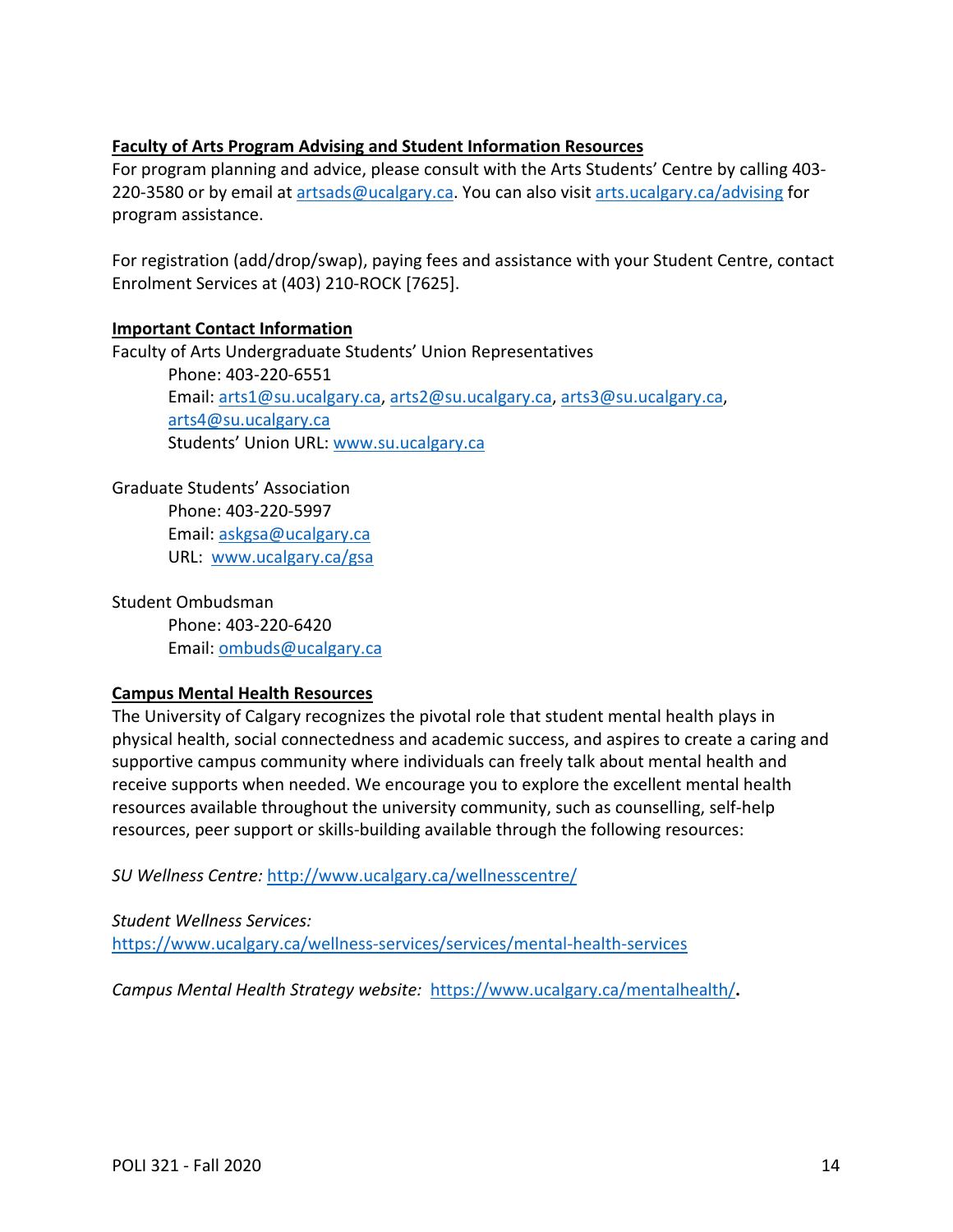**Faculty of Arts Program Advising and Student Information Resources**

For program planning and advice, please consult with the Arts Students' Centre by calling 403-220-3580 or by email at artsads@ucalgary.ca. You can also visit arts.ucalgary.ca/advising for program assistance.

For registration (add/drop/swap), paying fees and assistance with your Student Centre, contact Enrolment Services at (403) 210-ROCK [7625].

**Important Contact Information**

Faculty of Arts Undergraduate Students' Union Representatives

Phone: 403-220-6551
Email: arts1@su.ucalgary.ca, arts2@su.ucalgary.ca, arts3@su.ucalgary.ca, arts4@su.ucalgary.ca
Students' Union URL: www.su.ucalgary.ca

Graduate Students' Association

Phone: 403-220-5997
Email: askgsa@ucalgary.ca
URL: www.ucalgary.ca/gsa

Student Ombudsman

Phone: 403-220-6420
Email: ombuds@ucalgary.ca

**Campus Mental Health Resources**

The University of Calgary recognizes the pivotal role that student mental health plays in physical health, social connectedness and academic success, and aspires to create a caring and supportive campus community where individuals can freely talk about mental health and receive supports when needed. We encourage you to explore the excellent mental health resources available throughout the university community, such as counselling, self-help resources, peer support or skills-building available through the following resources:

*SU Wellness Centre:* http://www.ucalgary.ca/wellnesscentre/

*Student Wellness Services:*
https://www.ucalgary.ca/wellness-services/services/mental-health-services

*Campus Mental Health Strategy website:* https://www.ucalgary.ca/mentalhealth/.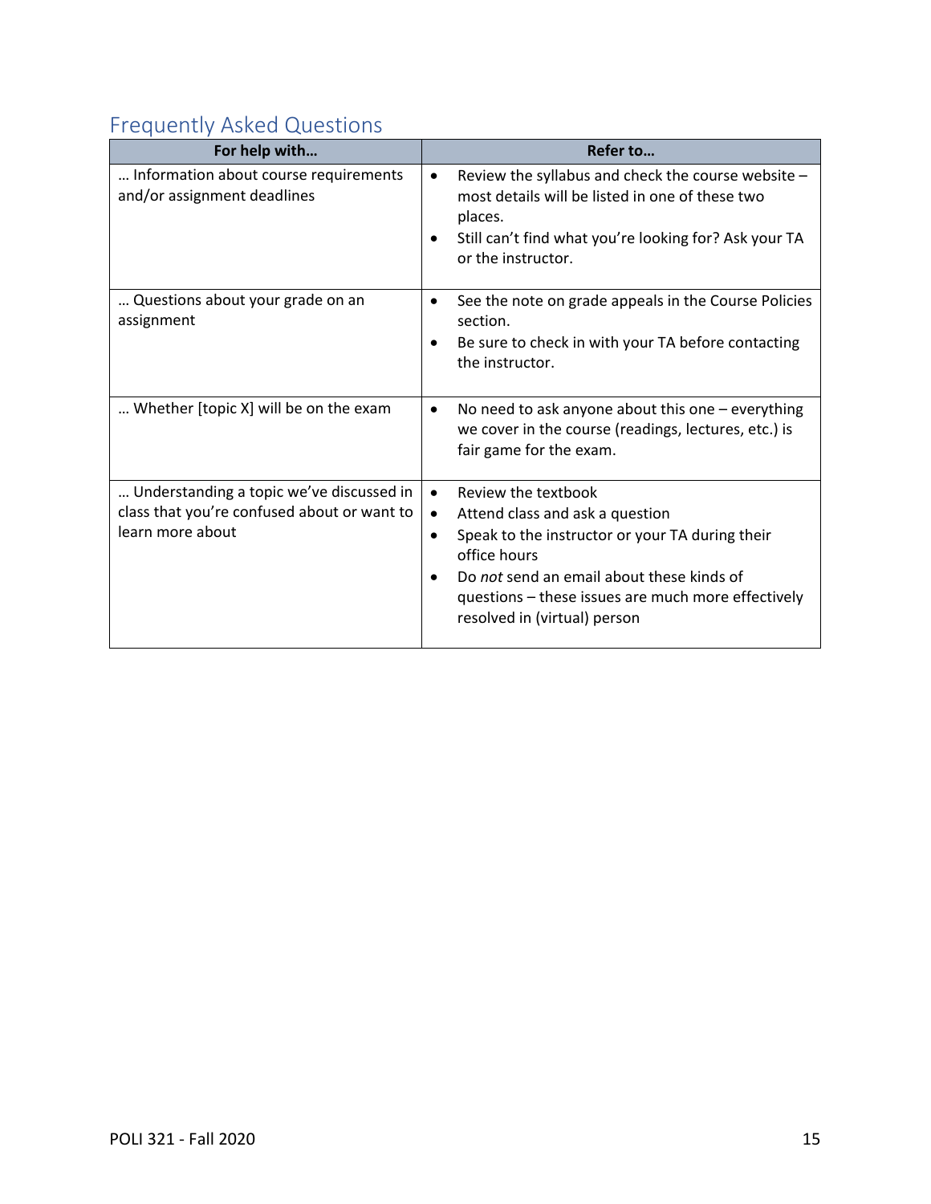## Frequently Asked Questions

| For help with… | Refer to… |
| --- | --- |
| … Information about course requirements and/or assignment deadlines | • Review the syllabus and check the course website – most details will be listed in one of these two places.<br>• Still can't find what you're looking for? Ask your TA or the instructor. |
| … Questions about your grade on an assignment | • See the note on grade appeals in the Course Policies section.<br>• Be sure to check in with your TA before contacting the instructor. |
| … Whether [topic X] will be on the exam | • No need to ask anyone about this one – everything we cover in the course (readings, lectures, etc.) is fair game for the exam. |
| … Understanding a topic we've discussed in class that you're confused about or want to learn more about | • Review the textbook<br>• Attend class and ask a question<br>• Speak to the instructor or your TA during their office hours<br>• Do *not* send an email about these kinds of questions – these issues are much more effectively resolved in (virtual) person |